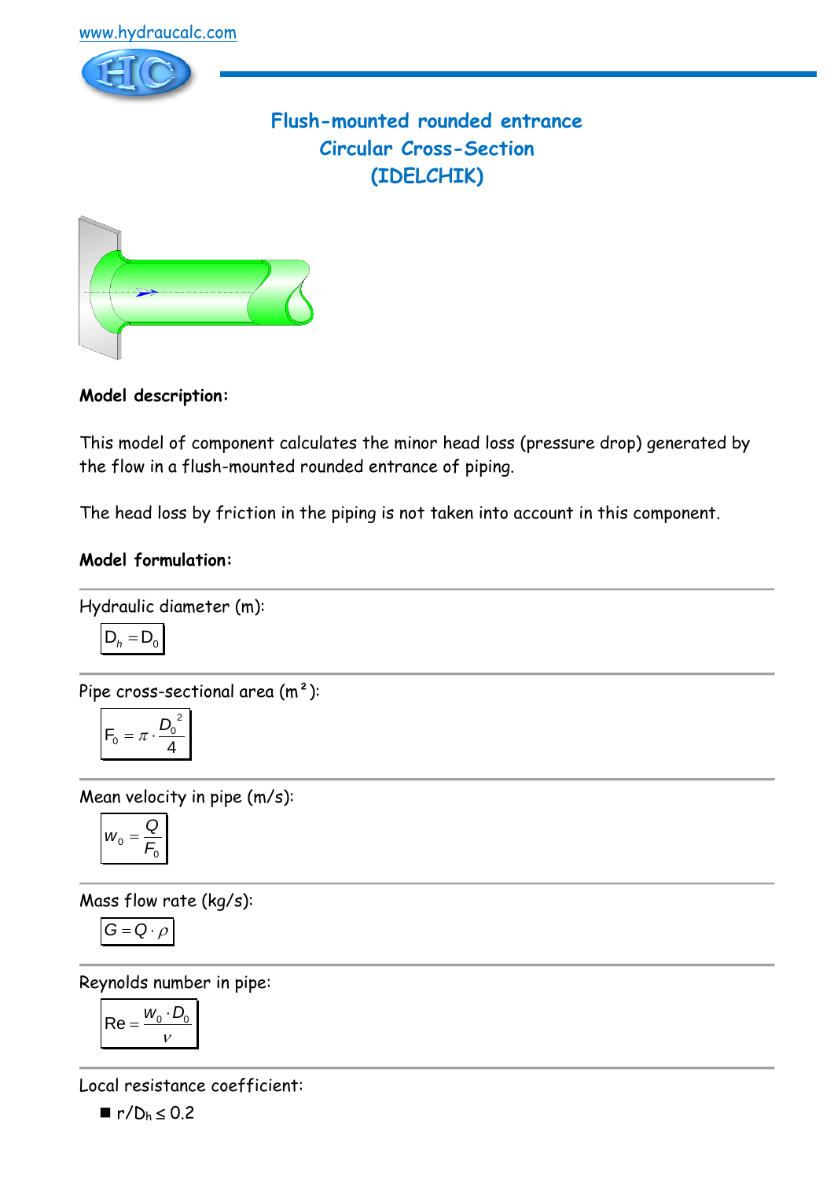www.hydraucalc.com

# Flush-mounted rounded entrance
## Circular Cross-Section
## (IDELCHIK)

**Model description:**

This model of component calculates the minor head loss (pressure drop) generated by the flow in a flush-mounted rounded entrance of piping.

The head loss by friction in the piping is not taken into account in this component.

**Model formulation:**

---

Hydraulic diameter (m):

$$D_h = D_0$$

---

Pipe cross-sectional area (m²):

$$F_0 = \pi \cdot \frac{D_0^{\,2}}{4}$$

---

Mean velocity in pipe (m/s):

$$w_0 = \frac{Q}{F_0}$$

---

Mass flow rate (kg/s):

$$G = Q \cdot \rho$$

---

Reynolds number in pipe:

$$\mathrm{Re} = \frac{w_0 \cdot D_0}{\nu}$$

---

Local resistance coefficient:

- $r/D_h \leq 0.2$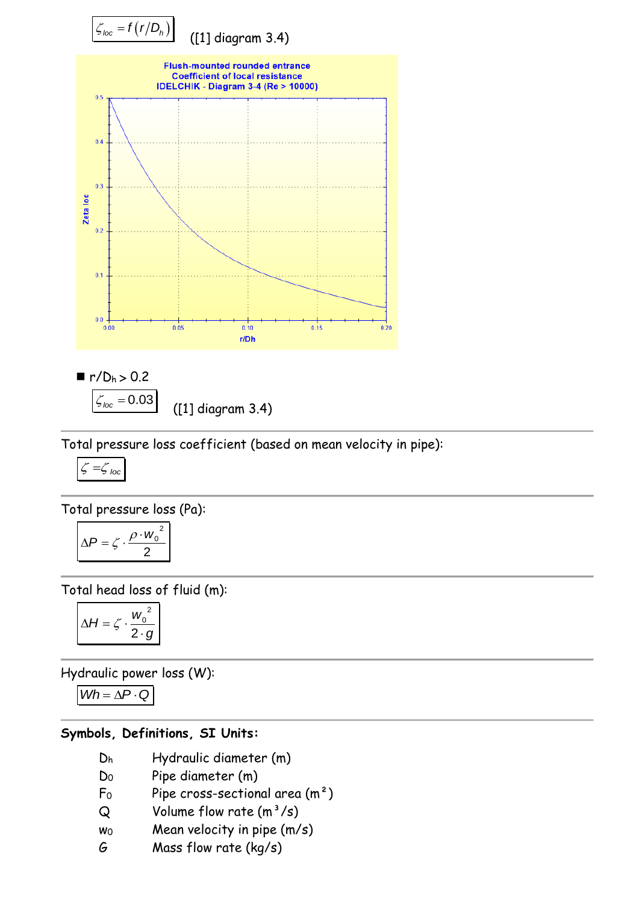$$\zeta_{loc} = f(r/D_h)$$ ([1] diagram 3.4)

Flush-mounted rounded entrance
Coefficient of local resistance
IDELCHIK - Diagram 3-4 (Re > 10000)

- $r/D_h > 0.2$

$$\zeta_{loc} = 0.03$$ ([1] diagram 3.4)

---

Total pressure loss coefficient (based on mean velocity in pipe):

$$\zeta = \zeta_{loc}$$

---

Total pressure loss (Pa):

$$\Delta P = \zeta \cdot \frac{\rho \cdot w_0^{\,2}}{2}$$

---

Total head loss of fluid (m):

$$\Delta H = \zeta \cdot \frac{w_0^{\,2}}{2 \cdot g}$$

---

Hydraulic power loss (W):

$$Wh = \Delta P \cdot Q$$

---

**Symbols, Definitions, SI Units:**

| | |
|---|---|
| $D_h$ | Hydraulic diameter (m) |
| $D_0$ | Pipe diameter (m) |
| $F_0$ | Pipe cross-sectional area (m²) |
| $Q$ | Volume flow rate (m³/s) |
| $w_0$ | Mean velocity in pipe (m/s) |
| $G$ | Mass flow rate (kg/s) |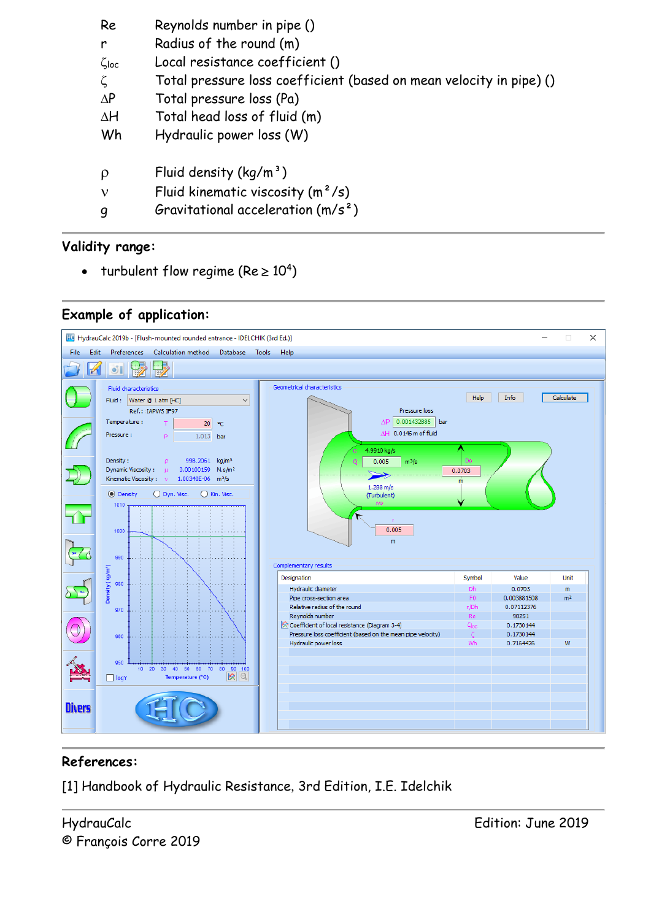| | |
|---|---|
| Re | Reynolds number in pipe () |
| r | Radius of the round (m) |
| $\zeta_{loc}$ | Local resistance coefficient () |
| $\zeta$ | Total pressure loss coefficient (based on mean velocity in pipe) () |
| $\Delta P$ | Total pressure loss (Pa) |
| $\Delta H$ | Total head loss of fluid (m) |
| Wh | Hydraulic power loss (W) |
| | |
| $\rho$ | Fluid density ($kg/m^3$) |
| $\nu$ | Fluid kinematic viscosity ($m^2/s$) |
| g | Gravitational acceleration ($m/s^2$) |

## Validity range:

- turbulent flow regime ($Re \geq 10^4$)

## Example of application:

HydrauCalc 2019b - [Flush-mounted rounded entrance - IDELCHIK (3rd Ed.)]

File Edit Preferences Calculation method Database Tools Help

Fluid characteristics

Fluid : Water @ 1 atm [HC]

Ref.: IAPWS IF97

Temperature : T 20 °C

Pressure : P 1.013 bar

Density : ρ 998.2061 kg/m³

Dynamic Viscosity : μ 0.00100159 N.s/m²

Kinematic Viscosity : ν 1.00340E-06 m²/s

Density Dyn. Visc. Kin. Visc.

Density (kg/m³)

1010 1000 990 980 970 960 950

10 20 30 40 50 60 70 80 90 100

Temperature (°C)

logY

Geometrical characteristics

Help Info Calculate

Pressure loss

ΔP 0.001432885 bar

ΔH 0.0146 m of fluid

G 4.9910 kg/s

Q 0.005 m³/s

Do 0.0703 m

1.288 m/s (Turbulent) wo

r 0.005 m

Complementary results

| Designation | Symbol | Value | Unit |
|---|---|---|---|
| Hydraulic diameter | Dh | 0.0703 | m |
| Pipe cross-section area | F0 | 0.003881508 | m² |
| Relative radius of the round | r/Dh | 0.07112376 | |
| Reynolds number | Re | 90251 | |
| Coefficient of local resistance (Diagram 3-4) | ζloc | 0.1730144 | |
| Pressure loss coefficient (based on the mean pipe velocity) | ζ | 0.1730144 | |
| Hydraulic power loss | Wh | 0.7164425 | W |

## References:

[1] Handbook of Hydraulic Resistance, 3rd Edition, I.E. Idelchik

HydrauCalc

© François Corre 2019

Edition: June 2019